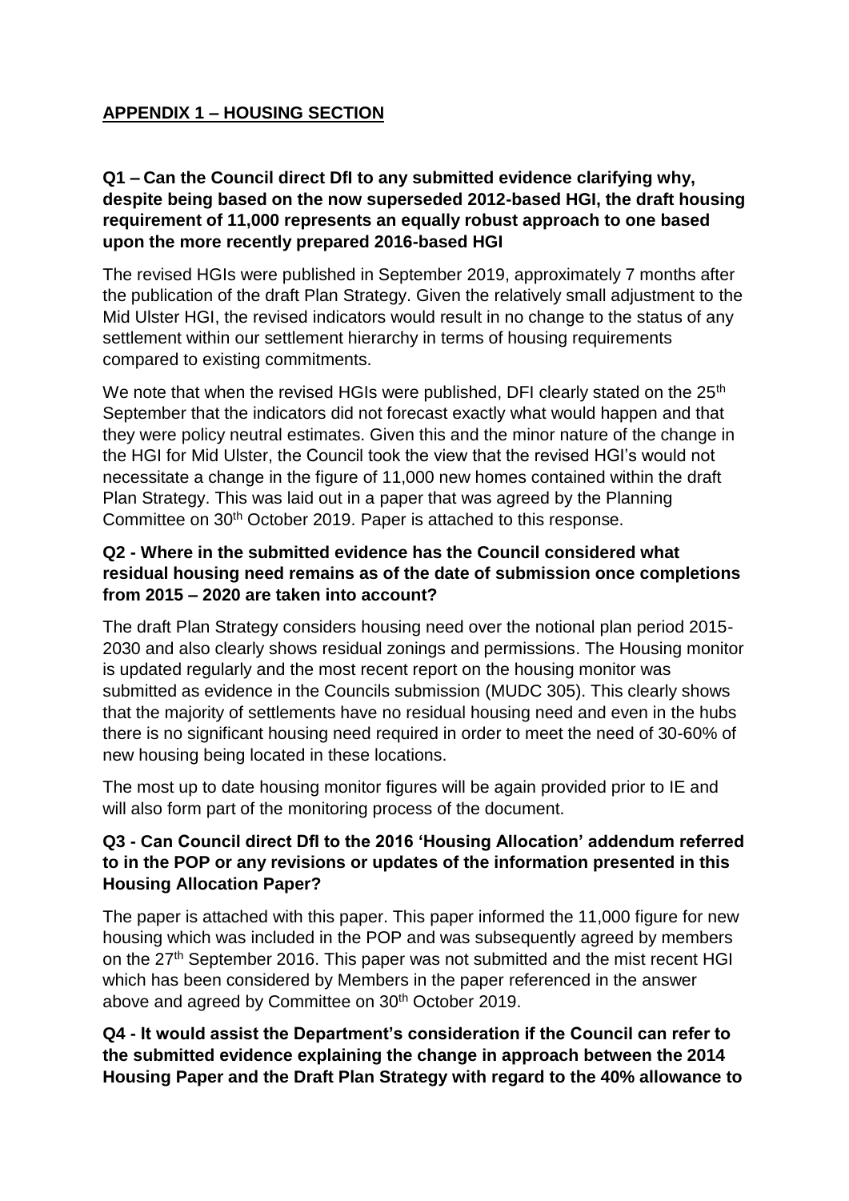## APPENDIX 1 – HOUSING SECTION

**Q1 – Can the Council direct DfI to any submitted evidence clarifying why, despite being based on the now superseded 2012-based HGI, the draft housing requirement of 11,000 represents an equally robust approach to one based upon the more recently prepared 2016-based HGI**

The revised HGIs were published in September 2019, approximately 7 months after the publication of the draft Plan Strategy. Given the relatively small adjustment to the Mid Ulster HGI, the revised indicators would result in no change to the status of any settlement within our settlement hierarchy in terms of housing requirements compared to existing commitments.

We note that when the revised HGIs were published, DFI clearly stated on the 25th September that the indicators did not forecast exactly what would happen and that they were policy neutral estimates. Given this and the minor nature of the change in the HGI for Mid Ulster, the Council took the view that the revised HGI's would not necessitate a change in the figure of 11,000 new homes contained within the draft Plan Strategy. This was laid out in a paper that was agreed by the Planning Committee on 30th October 2019. Paper is attached to this response.

**Q2 - Where in the submitted evidence has the Council considered what residual housing need remains as of the date of submission once completions from 2015 – 2020 are taken into account?**

The draft Plan Strategy considers housing need over the notional plan period 2015-2030 and also clearly shows residual zonings and permissions. The Housing monitor is updated regularly and the most recent report on the housing monitor was submitted as evidence in the Councils submission (MUDC 305). This clearly shows that the majority of settlements have no residual housing need and even in the hubs there is no significant housing need required in order to meet the need of 30-60% of new housing being located in these locations.

The most up to date housing monitor figures will be again provided prior to IE and will also form part of the monitoring process of the document.

**Q3 - Can Council direct DfI to the 2016 'Housing Allocation' addendum referred to in the POP or any revisions or updates of the information presented in this Housing Allocation Paper?**

The paper is attached with this paper. This paper informed the 11,000 figure for new housing which was included in the POP and was subsequently agreed by members on the 27th September 2016. This paper was not submitted and the mist recent HGI which has been considered by Members in the paper referenced in the answer above and agreed by Committee on 30th October 2019.

**Q4 - It would assist the Department's consideration if the Council can refer to the submitted evidence explaining the change in approach between the 2014 Housing Paper and the Draft Plan Strategy with regard to the 40% allowance to**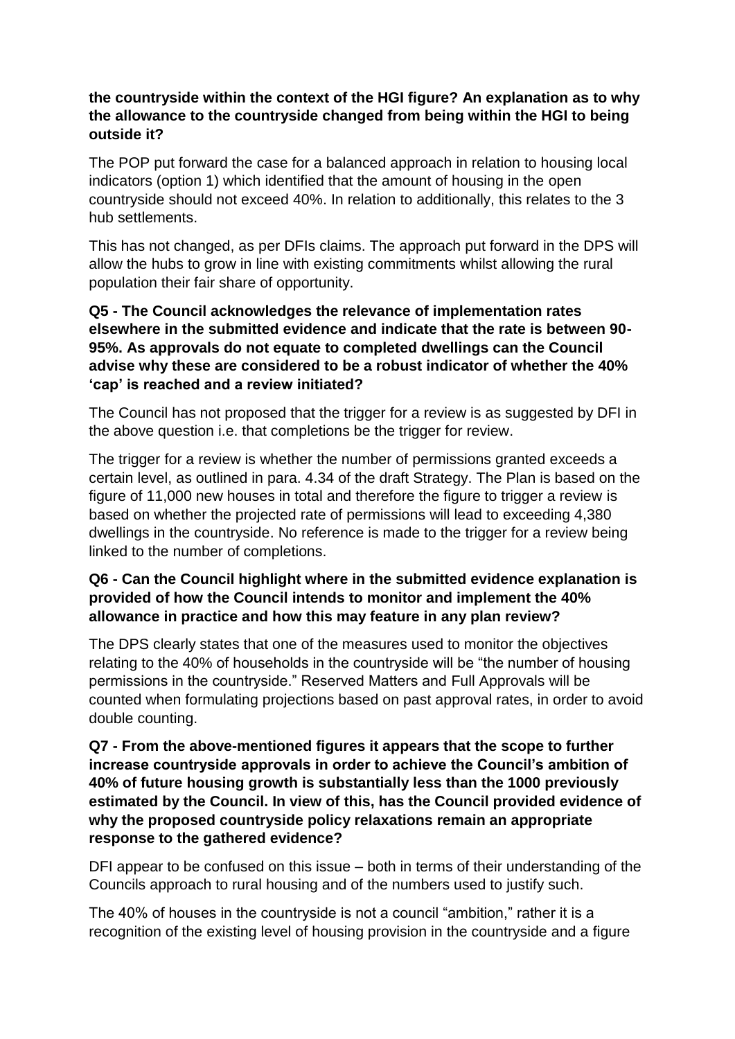**the countryside within the context of the HGI figure? An explanation as to why the allowance to the countryside changed from being within the HGI to being outside it?**

The POP put forward the case for a balanced approach in relation to housing local indicators (option 1) which identified that the amount of housing in the open countryside should not exceed 40%. In relation to additionally, this relates to the 3 hub settlements.

This has not changed, as per DFIs claims. The approach put forward in the DPS will allow the hubs to grow in line with existing commitments whilst allowing the rural population their fair share of opportunity.

**Q5 - The Council acknowledges the relevance of implementation rates elsewhere in the submitted evidence and indicate that the rate is between 90-95%. As approvals do not equate to completed dwellings can the Council advise why these are considered to be a robust indicator of whether the 40% 'cap' is reached and a review initiated?**

The Council has not proposed that the trigger for a review is as suggested by DFI in the above question i.e. that completions be the trigger for review.

The trigger for a review is whether the number of permissions granted exceeds a certain level, as outlined in para. 4.34 of the draft Strategy. The Plan is based on the figure of 11,000 new houses in total and therefore the figure to trigger a review is based on whether the projected rate of permissions will lead to exceeding 4,380 dwellings in the countryside. No reference is made to the trigger for a review being linked to the number of completions.

**Q6 - Can the Council highlight where in the submitted evidence explanation is provided of how the Council intends to monitor and implement the 40% allowance in practice and how this may feature in any plan review?**

The DPS clearly states that one of the measures used to monitor the objectives relating to the 40% of households in the countryside will be "the number of housing permissions in the countryside." Reserved Matters and Full Approvals will be counted when formulating projections based on past approval rates, in order to avoid double counting.

**Q7 - From the above-mentioned figures it appears that the scope to further increase countryside approvals in order to achieve the Council's ambition of 40% of future housing growth is substantially less than the 1000 previously estimated by the Council. In view of this, has the Council provided evidence of why the proposed countryside policy relaxations remain an appropriate response to the gathered evidence?**

DFI appear to be confused on this issue – both in terms of their understanding of the Councils approach to rural housing and of the numbers used to justify such.

The 40% of houses in the countryside is not a council "ambition," rather it is a recognition of the existing level of housing provision in the countryside and a figure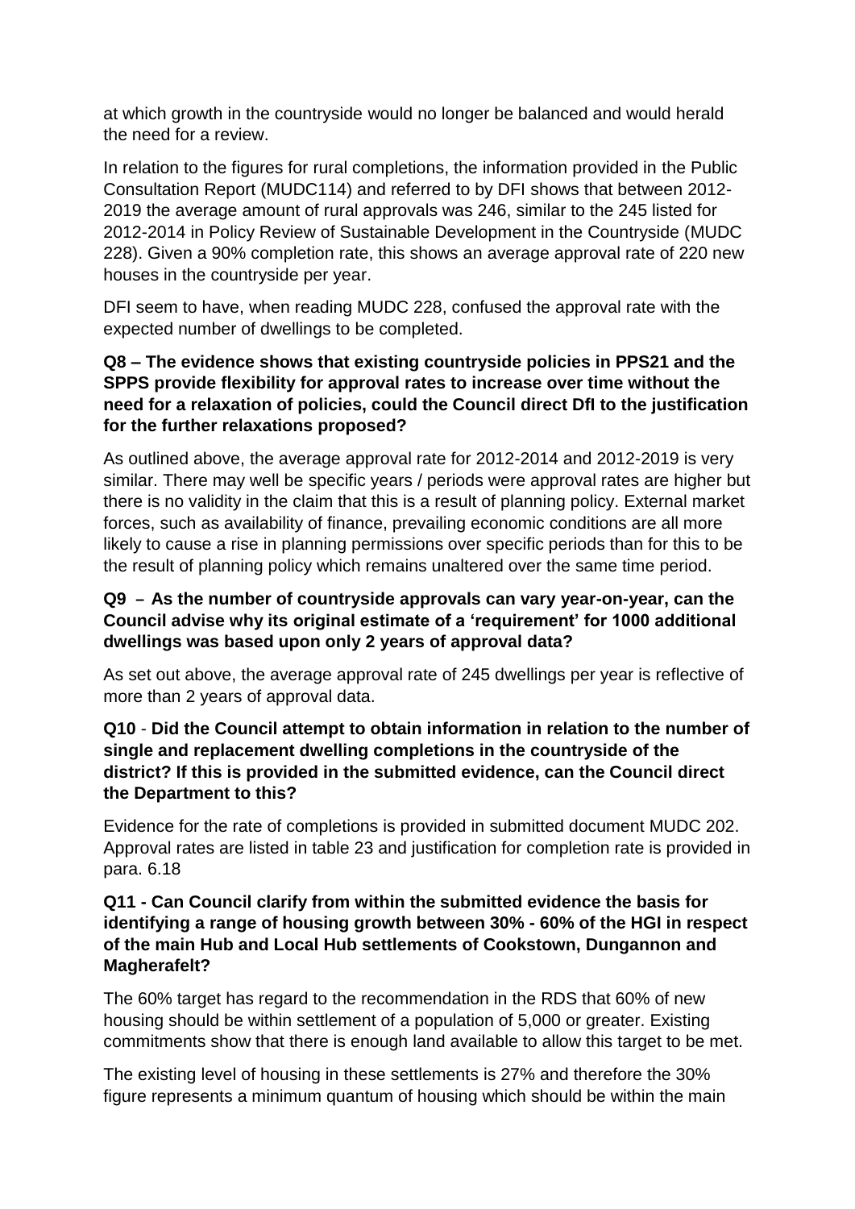at which growth in the countryside would no longer be balanced and would herald the need for a review.

In relation to the figures for rural completions, the information provided in the Public Consultation Report (MUDC114) and referred to by DFI shows that between 2012-2019 the average amount of rural approvals was 246, similar to the 245 listed for 2012-2014 in Policy Review of Sustainable Development in the Countryside (MUDC 228). Given a 90% completion rate, this shows an average approval rate of 220 new houses in the countryside per year.

DFI seem to have, when reading MUDC 228, confused the approval rate with the expected number of dwellings to be completed.

**Q8 – The evidence shows that existing countryside policies in PPS21 and the SPPS provide flexibility for approval rates to increase over time without the need for a relaxation of policies, could the Council direct DfI to the justification for the further relaxations proposed?**

As outlined above, the average approval rate for 2012-2014 and 2012-2019 is very similar. There may well be specific years / periods were approval rates are higher but there is no validity in the claim that this is a result of planning policy. External market forces, such as availability of finance, prevailing economic conditions are all more likely to cause a rise in planning permissions over specific periods than for this to be the result of planning policy which remains unaltered over the same time period.

**Q9 – As the number of countryside approvals can vary year-on-year, can the Council advise why its original estimate of a 'requirement' for 1000 additional dwellings was based upon only 2 years of approval data?**

As set out above, the average approval rate of 245 dwellings per year is reflective of more than 2 years of approval data.

**Q10 - Did the Council attempt to obtain information in relation to the number of single and replacement dwelling completions in the countryside of the district? If this is provided in the submitted evidence, can the Council direct the Department to this?**

Evidence for the rate of completions is provided in submitted document MUDC 202. Approval rates are listed in table 23 and justification for completion rate is provided in para. 6.18

**Q11 - Can Council clarify from within the submitted evidence the basis for identifying a range of housing growth between 30% - 60% of the HGI in respect of the main Hub and Local Hub settlements of Cookstown, Dungannon and Magherafelt?**

The 60% target has regard to the recommendation in the RDS that 60% of new housing should be within settlement of a population of 5,000 or greater. Existing commitments show that there is enough land available to allow this target to be met.

The existing level of housing in these settlements is 27% and therefore the 30% figure represents a minimum quantum of housing which should be within the main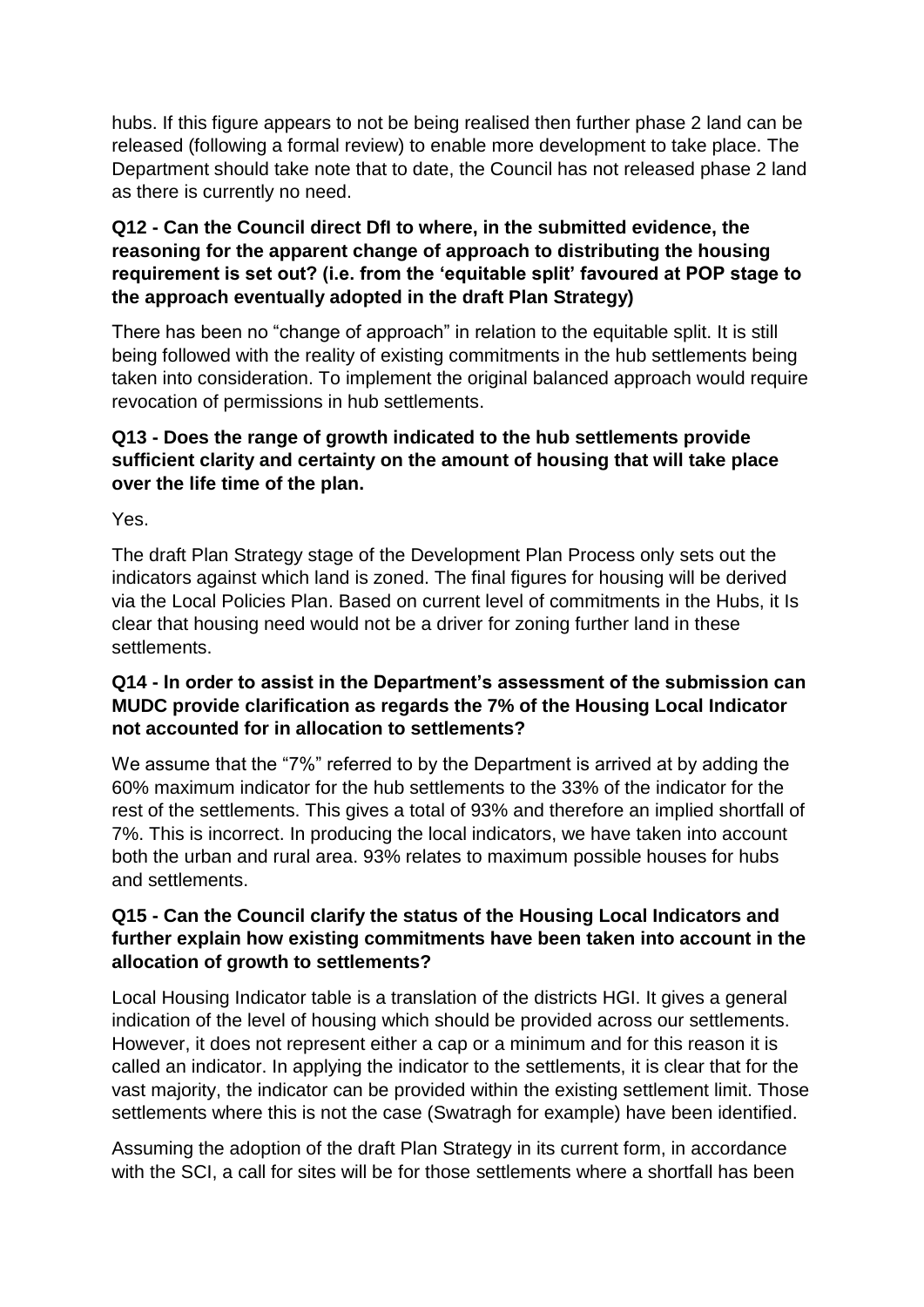hubs. If this figure appears to not be being realised then further phase 2 land can be released (following a formal review) to enable more development to take place. The Department should take note that to date, the Council has not released phase 2 land as there is currently no need.

**Q12 - Can the Council direct DfI to where, in the submitted evidence, the reasoning for the apparent change of approach to distributing the housing requirement is set out? (i.e. from the 'equitable split' favoured at POP stage to the approach eventually adopted in the draft Plan Strategy)**

There has been no "change of approach" in relation to the equitable split. It is still being followed with the reality of existing commitments in the hub settlements being taken into consideration. To implement the original balanced approach would require revocation of permissions in hub settlements.

**Q13 - Does the range of growth indicated to the hub settlements provide sufficient clarity and certainty on the amount of housing that will take place over the life time of the plan.**

Yes.

The draft Plan Strategy stage of the Development Plan Process only sets out the indicators against which land is zoned. The final figures for housing will be derived via the Local Policies Plan. Based on current level of commitments in the Hubs, it Is clear that housing need would not be a driver for zoning further land in these settlements.

**Q14 - In order to assist in the Department's assessment of the submission can MUDC provide clarification as regards the 7% of the Housing Local Indicator not accounted for in allocation to settlements?**

We assume that the "7%" referred to by the Department is arrived at by adding the 60% maximum indicator for the hub settlements to the 33% of the indicator for the rest of the settlements. This gives a total of 93% and therefore an implied shortfall of 7%. This is incorrect. In producing the local indicators, we have taken into account both the urban and rural area. 93% relates to maximum possible houses for hubs and settlements.

**Q15 - Can the Council clarify the status of the Housing Local Indicators and further explain how existing commitments have been taken into account in the allocation of growth to settlements?**

Local Housing Indicator table is a translation of the districts HGI. It gives a general indication of the level of housing which should be provided across our settlements. However, it does not represent either a cap or a minimum and for this reason it is called an indicator. In applying the indicator to the settlements, it is clear that for the vast majority, the indicator can be provided within the existing settlement limit. Those settlements where this is not the case (Swatragh for example) have been identified.

Assuming the adoption of the draft Plan Strategy in its current form, in accordance with the SCI, a call for sites will be for those settlements where a shortfall has been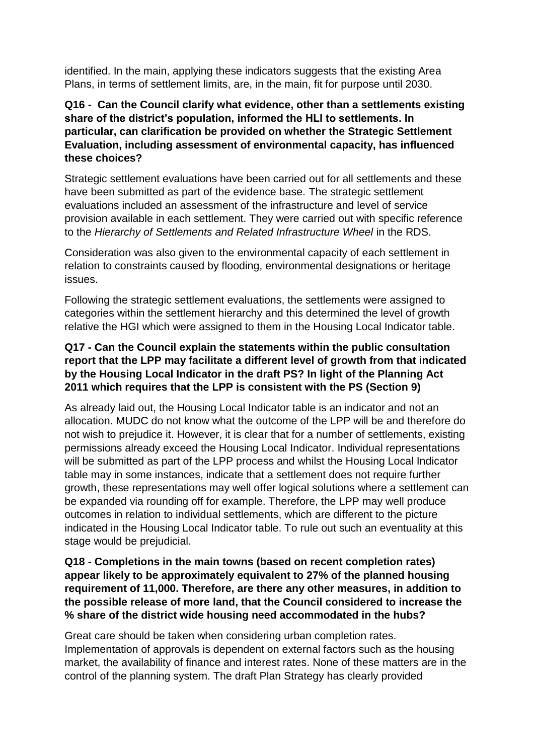identified. In the main, applying these indicators suggests that the existing Area Plans, in terms of settlement limits, are, in the main, fit for purpose until 2030.

**Q16 - Can the Council clarify what evidence, other than a settlements existing share of the district's population, informed the HLI to settlements. In particular, can clarification be provided on whether the Strategic Settlement Evaluation, including assessment of environmental capacity, has influenced these choices?**

Strategic settlement evaluations have been carried out for all settlements and these have been submitted as part of the evidence base. The strategic settlement evaluations included an assessment of the infrastructure and level of service provision available in each settlement. They were carried out with specific reference to the *Hierarchy of Settlements and Related Infrastructure Wheel* in the RDS.

Consideration was also given to the environmental capacity of each settlement in relation to constraints caused by flooding, environmental designations or heritage issues.

Following the strategic settlement evaluations, the settlements were assigned to categories within the settlement hierarchy and this determined the level of growth relative the HGI which were assigned to them in the Housing Local Indicator table.

**Q17 - Can the Council explain the statements within the public consultation report that the LPP may facilitate a different level of growth from that indicated by the Housing Local Indicator in the draft PS? In light of the Planning Act 2011 which requires that the LPP is consistent with the PS (Section 9)**

As already laid out, the Housing Local Indicator table is an indicator and not an allocation. MUDC do not know what the outcome of the LPP will be and therefore do not wish to prejudice it. However, it is clear that for a number of settlements, existing permissions already exceed the Housing Local Indicator. Individual representations will be submitted as part of the LPP process and whilst the Housing Local Indicator table may in some instances, indicate that a settlement does not require further growth, these representations may well offer logical solutions where a settlement can be expanded via rounding off for example. Therefore, the LPP may well produce outcomes in relation to individual settlements, which are different to the picture indicated in the Housing Local Indicator table. To rule out such an eventuality at this stage would be prejudicial.

**Q18 - Completions in the main towns (based on recent completion rates) appear likely to be approximately equivalent to 27% of the planned housing requirement of 11,000. Therefore, are there any other measures, in addition to the possible release of more land, that the Council considered to increase the % share of the district wide housing need accommodated in the hubs?**

Great care should be taken when considering urban completion rates. Implementation of approvals is dependent on external factors such as the housing market, the availability of finance and interest rates. None of these matters are in the control of the planning system. The draft Plan Strategy has clearly provided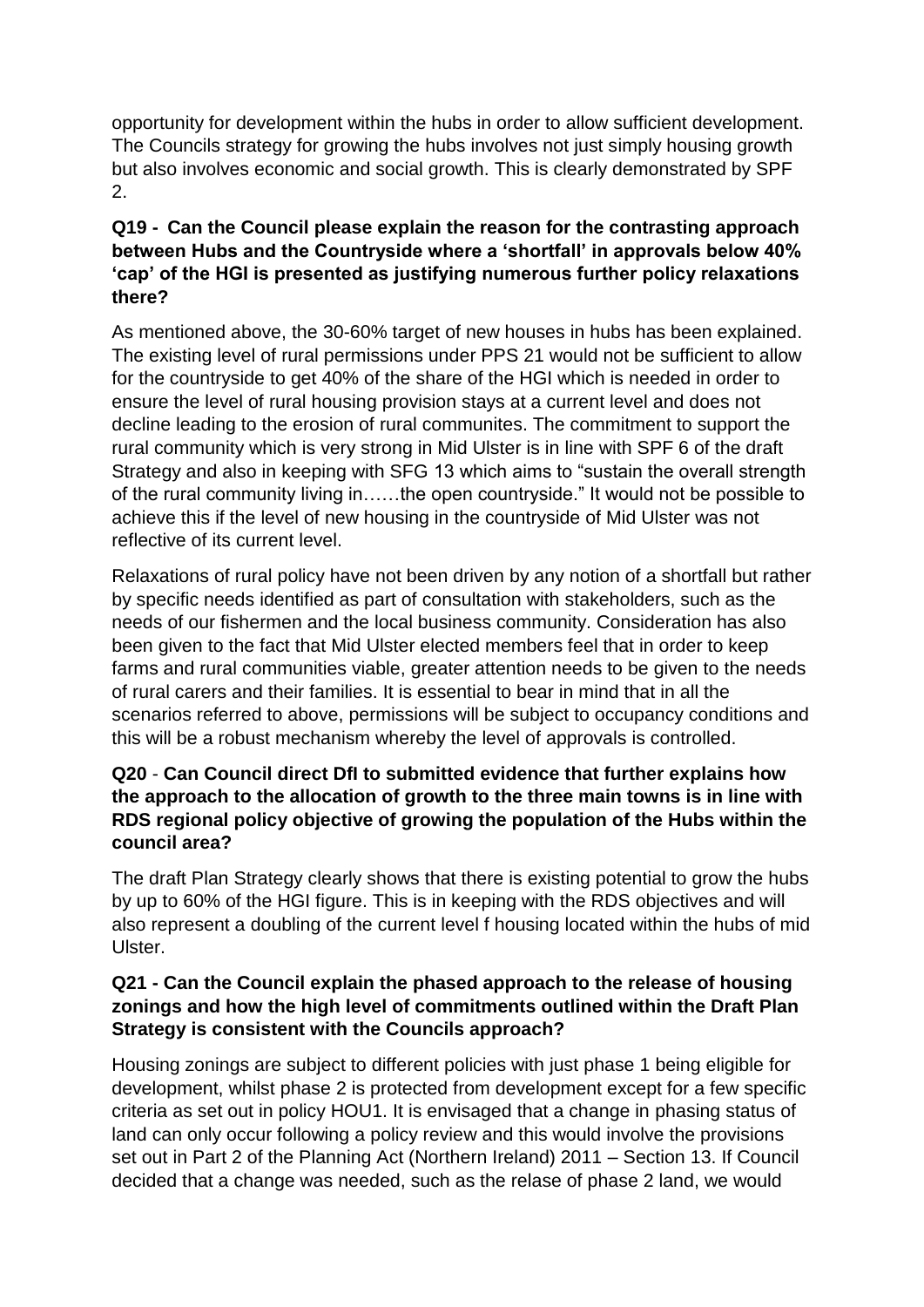opportunity for development within the hubs in order to allow sufficient development. The Councils strategy for growing the hubs involves not just simply housing growth but also involves economic and social growth. This is clearly demonstrated by SPF 2.

**Q19 - Can the Council please explain the reason for the contrasting approach between Hubs and the Countryside where a 'shortfall' in approvals below 40% 'cap' of the HGI is presented as justifying numerous further policy relaxations there?**

As mentioned above, the 30-60% target of new houses in hubs has been explained. The existing level of rural permissions under PPS 21 would not be sufficient to allow for the countryside to get 40% of the share of the HGI which is needed in order to ensure the level of rural housing provision stays at a current level and does not decline leading to the erosion of rural communites. The commitment to support the rural community which is very strong in Mid Ulster is in line with SPF 6 of the draft Strategy and also in keeping with SFG 13 which aims to "sustain the overall strength of the rural community living in……the open countryside." It would not be possible to achieve this if the level of new housing in the countryside of Mid Ulster was not reflective of its current level.

Relaxations of rural policy have not been driven by any notion of a shortfall but rather by specific needs identified as part of consultation with stakeholders, such as the needs of our fishermen and the local business community. Consideration has also been given to the fact that Mid Ulster elected members feel that in order to keep farms and rural communities viable, greater attention needs to be given to the needs of rural carers and their families. It is essential to bear in mind that in all the scenarios referred to above, permissions will be subject to occupancy conditions and this will be a robust mechanism whereby the level of approvals is controlled.

**Q20** - **Can Council direct DfI to submitted evidence that further explains how the approach to the allocation of growth to the three main towns is in line with RDS regional policy objective of growing the population of the Hubs within the council area?**

The draft Plan Strategy clearly shows that there is existing potential to grow the hubs by up to 60% of the HGI figure. This is in keeping with the RDS objectives and will also represent a doubling of the current level f housing located within the hubs of mid Ulster.

**Q21 - Can the Council explain the phased approach to the release of housing zonings and how the high level of commitments outlined within the Draft Plan Strategy is consistent with the Councils approach?**

Housing zonings are subject to different policies with just phase 1 being eligible for development, whilst phase 2 is protected from development except for a few specific criteria as set out in policy HOU1. It is envisaged that a change in phasing status of land can only occur following a policy review and this would involve the provisions set out in Part 2 of the Planning Act (Northern Ireland) 2011 – Section 13. If Council decided that a change was needed, such as the relase of phase 2 land, we would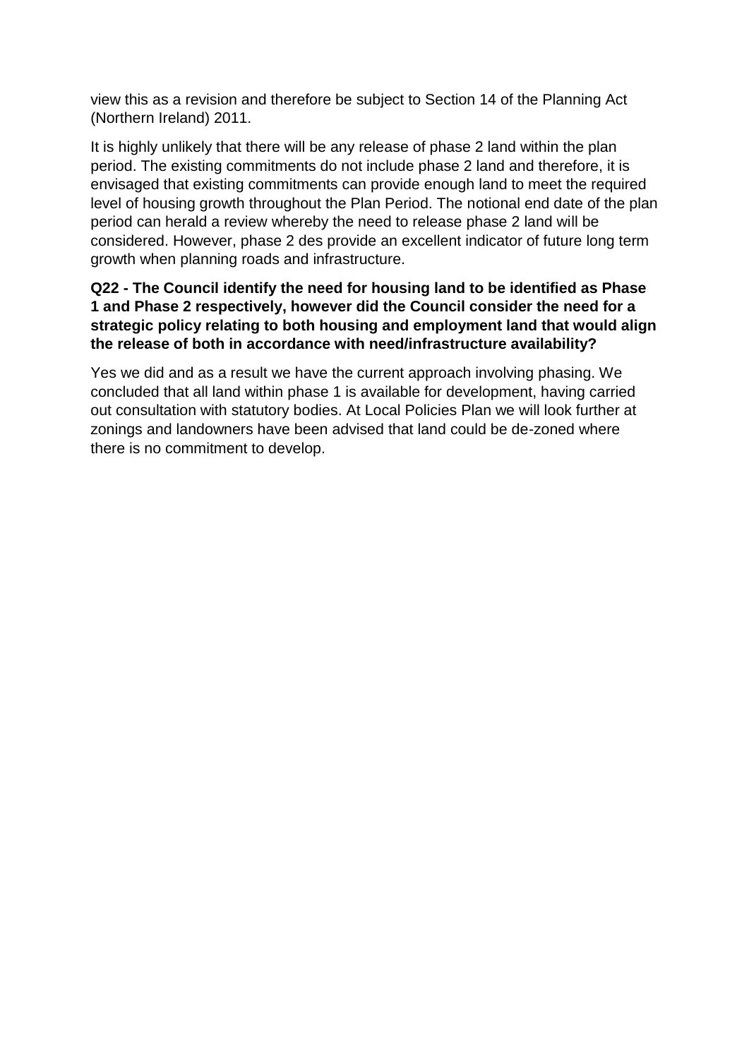view this as a revision and therefore be subject to Section 14 of the Planning Act (Northern Ireland) 2011.

It is highly unlikely that there will be any release of phase 2 land within the plan period. The existing commitments do not include phase 2 land and therefore, it is envisaged that existing commitments can provide enough land to meet the required level of housing growth throughout the Plan Period. The notional end date of the plan period can herald a review whereby the need to release phase 2 land will be considered. However, phase 2 des provide an excellent indicator of future long term growth when planning roads and infrastructure.

**Q22 - The Council identify the need for housing land to be identified as Phase 1 and Phase 2 respectively, however did the Council consider the need for a strategic policy relating to both housing and employment land that would align the release of both in accordance with need/infrastructure availability?**

Yes we did and as a result we have the current approach involving phasing. We concluded that all land within phase 1 is available for development, having carried out consultation with statutory bodies. At Local Policies Plan we will look further at zonings and landowners have been advised that land could be de-zoned where there is no commitment to develop.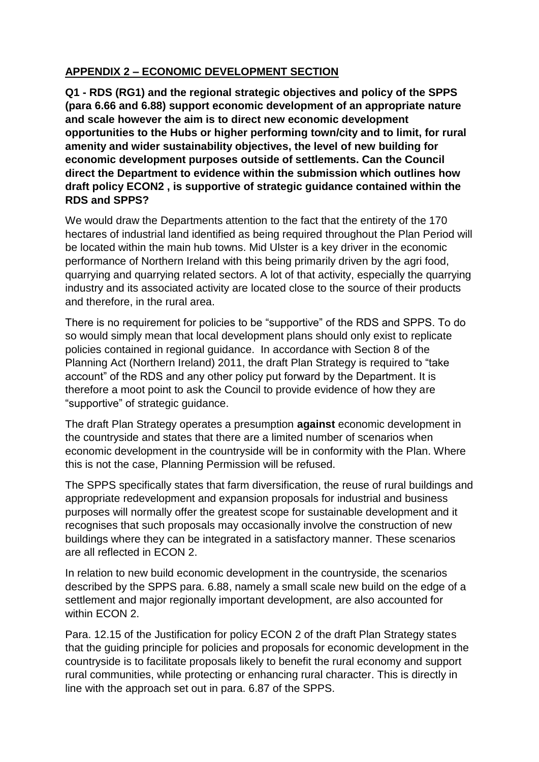## APPENDIX 2 – ECONOMIC DEVELOPMENT SECTION

**Q1 - RDS (RG1) and the regional strategic objectives and policy of the SPPS (para 6.66 and 6.88) support economic development of an appropriate nature and scale however the aim is to direct new economic development opportunities to the Hubs or higher performing town/city and to limit, for rural amenity and wider sustainability objectives, the level of new building for economic development purposes outside of settlements. Can the Council direct the Department to evidence within the submission which outlines how draft policy ECON2 , is supportive of strategic guidance contained within the RDS and SPPS?**

We would draw the Departments attention to the fact that the entirety of the 170 hectares of industrial land identified as being required throughout the Plan Period will be located within the main hub towns. Mid Ulster is a key driver in the economic performance of Northern Ireland with this being primarily driven by the agri food, quarrying and quarrying related sectors. A lot of that activity, especially the quarrying industry and its associated activity are located close to the source of their products and therefore, in the rural area.

There is no requirement for policies to be "supportive" of the RDS and SPPS. To do so would simply mean that local development plans should only exist to replicate policies contained in regional guidance. In accordance with Section 8 of the Planning Act (Northern Ireland) 2011, the draft Plan Strategy is required to "take account" of the RDS and any other policy put forward by the Department. It is therefore a moot point to ask the Council to provide evidence of how they are "supportive" of strategic guidance.

The draft Plan Strategy operates a presumption **against** economic development in the countryside and states that there are a limited number of scenarios when economic development in the countryside will be in conformity with the Plan. Where this is not the case, Planning Permission will be refused.

The SPPS specifically states that farm diversification, the reuse of rural buildings and appropriate redevelopment and expansion proposals for industrial and business purposes will normally offer the greatest scope for sustainable development and it recognises that such proposals may occasionally involve the construction of new buildings where they can be integrated in a satisfactory manner. These scenarios are all reflected in ECON 2.

In relation to new build economic development in the countryside, the scenarios described by the SPPS para. 6.88, namely a small scale new build on the edge of a settlement and major regionally important development, are also accounted for within ECON 2.

Para. 12.15 of the Justification for policy ECON 2 of the draft Plan Strategy states that the guiding principle for policies and proposals for economic development in the countryside is to facilitate proposals likely to benefit the rural economy and support rural communities, while protecting or enhancing rural character. This is directly in line with the approach set out in para. 6.87 of the SPPS.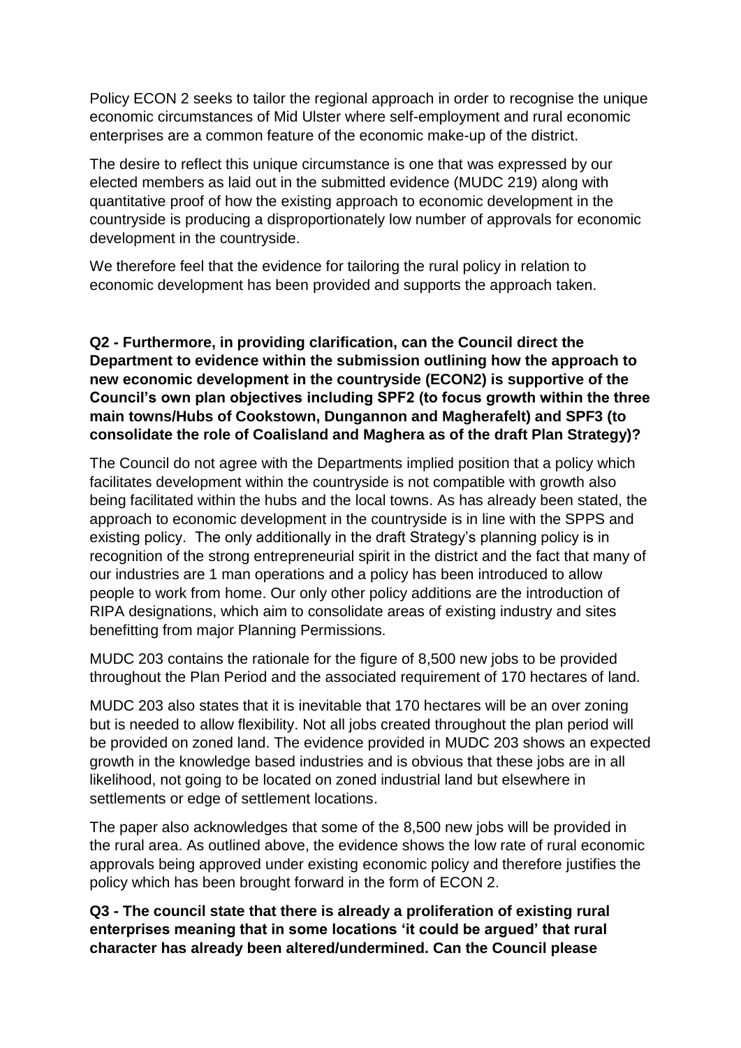Policy ECON 2 seeks to tailor the regional approach in order to recognise the unique economic circumstances of Mid Ulster where self-employment and rural economic enterprises are a common feature of the economic make-up of the district.

The desire to reflect this unique circumstance is one that was expressed by our elected members as laid out in the submitted evidence (MUDC 219) along with quantitative proof of how the existing approach to economic development in the countryside is producing a disproportionately low number of approvals for economic development in the countryside.

We therefore feel that the evidence for tailoring the rural policy in relation to economic development has been provided and supports the approach taken.

**Q2 - Furthermore, in providing clarification, can the Council direct the Department to evidence within the submission outlining how the approach to new economic development in the countryside (ECON2) is supportive of the Council's own plan objectives including SPF2 (to focus growth within the three main towns/Hubs of Cookstown, Dungannon and Magherafelt) and SPF3 (to consolidate the role of Coalisland and Maghera as of the draft Plan Strategy)?**

The Council do not agree with the Departments implied position that a policy which facilitates development within the countryside is not compatible with growth also being facilitated within the hubs and the local towns. As has already been stated, the approach to economic development in the countryside is in line with the SPPS and existing policy. The only additionally in the draft Strategy's planning policy is in recognition of the strong entrepreneurial spirit in the district and the fact that many of our industries are 1 man operations and a policy has been introduced to allow people to work from home. Our only other policy additions are the introduction of RIPA designations, which aim to consolidate areas of existing industry and sites benefitting from major Planning Permissions.

MUDC 203 contains the rationale for the figure of 8,500 new jobs to be provided throughout the Plan Period and the associated requirement of 170 hectares of land.

MUDC 203 also states that it is inevitable that 170 hectares will be an over zoning but is needed to allow flexibility. Not all jobs created throughout the plan period will be provided on zoned land. The evidence provided in MUDC 203 shows an expected growth in the knowledge based industries and is obvious that these jobs are in all likelihood, not going to be located on zoned industrial land but elsewhere in settlements or edge of settlement locations.

The paper also acknowledges that some of the 8,500 new jobs will be provided in the rural area. As outlined above, the evidence shows the low rate of rural economic approvals being approved under existing economic policy and therefore justifies the policy which has been brought forward in the form of ECON 2.

**Q3 - The council state that there is already a proliferation of existing rural enterprises meaning that in some locations 'it could be argued' that rural character has already been altered/undermined. Can the Council please**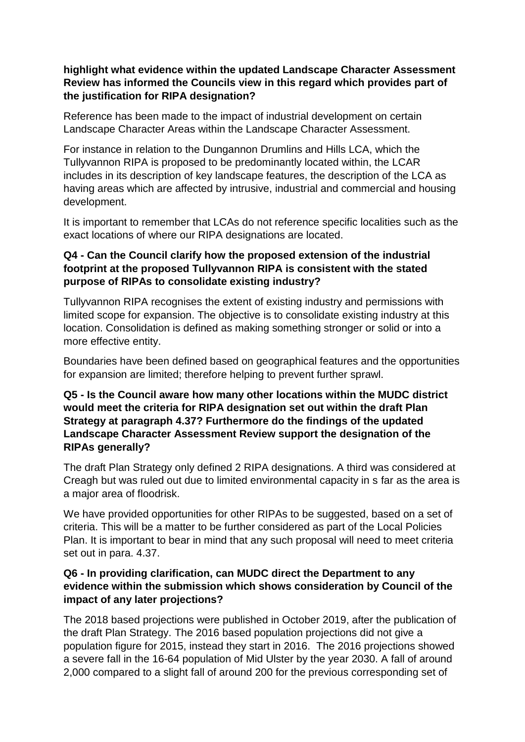**highlight what evidence within the updated Landscape Character Assessment Review has informed the Councils view in this regard which provides part of the justification for RIPA designation?**

Reference has been made to the impact of industrial development on certain Landscape Character Areas within the Landscape Character Assessment.

For instance in relation to the Dungannon Drumlins and Hills LCA, which the Tullyvannon RIPA is proposed to be predominantly located within, the LCAR includes in its description of key landscape features, the description of the LCA as having areas which are affected by intrusive, industrial and commercial and housing development.

It is important to remember that LCAs do not reference specific localities such as the exact locations of where our RIPA designations are located.

**Q4 - Can the Council clarify how the proposed extension of the industrial footprint at the proposed Tullyvannon RIPA is consistent with the stated purpose of RIPAs to consolidate existing industry?**

Tullyvannon RIPA recognises the extent of existing industry and permissions with limited scope for expansion. The objective is to consolidate existing industry at this location. Consolidation is defined as making something stronger or solid or into a more effective entity.

Boundaries have been defined based on geographical features and the opportunities for expansion are limited; therefore helping to prevent further sprawl.

**Q5 - Is the Council aware how many other locations within the MUDC district would meet the criteria for RIPA designation set out within the draft Plan Strategy at paragraph 4.37? Furthermore do the findings of the updated Landscape Character Assessment Review support the designation of the RIPAs generally?**

The draft Plan Strategy only defined 2 RIPA designations. A third was considered at Creagh but was ruled out due to limited environmental capacity in s far as the area is a major area of floodrisk.

We have provided opportunities for other RIPAs to be suggested, based on a set of criteria. This will be a matter to be further considered as part of the Local Policies Plan. It is important to bear in mind that any such proposal will need to meet criteria set out in para. 4.37.

**Q6 - In providing clarification, can MUDC direct the Department to any evidence within the submission which shows consideration by Council of the impact of any later projections?**

The 2018 based projections were published in October 2019, after the publication of the draft Plan Strategy. The 2016 based population projections did not give a population figure for 2015, instead they start in 2016. The 2016 projections showed a severe fall in the 16-64 population of Mid Ulster by the year 2030. A fall of around 2,000 compared to a slight fall of around 200 for the previous corresponding set of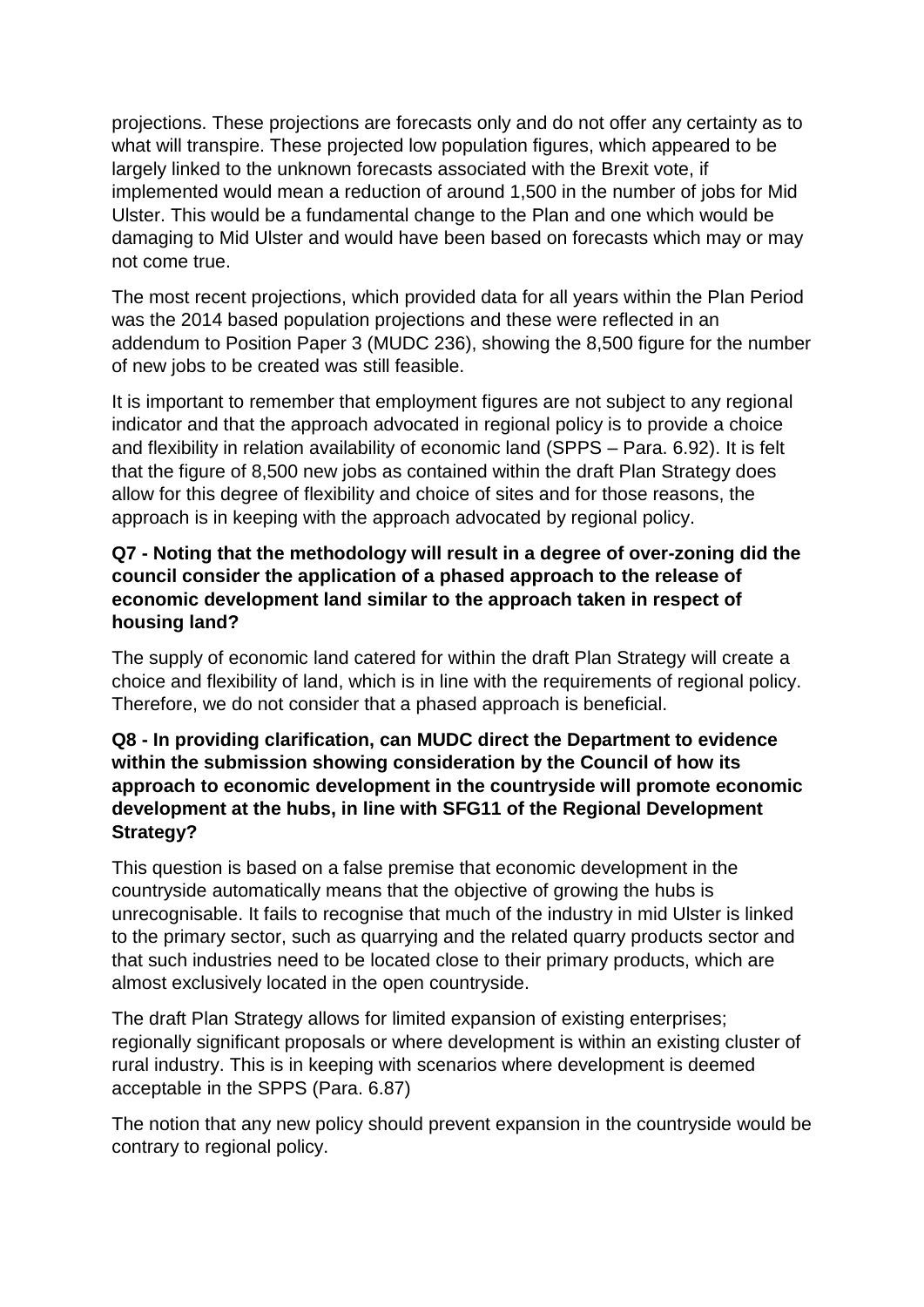projections. These projections are forecasts only and do not offer any certainty as to what will transpire. These projected low population figures, which appeared to be largely linked to the unknown forecasts associated with the Brexit vote, if implemented would mean a reduction of around 1,500 in the number of jobs for Mid Ulster. This would be a fundamental change to the Plan and one which would be damaging to Mid Ulster and would have been based on forecasts which may or may not come true.

The most recent projections, which provided data for all years within the Plan Period was the 2014 based population projections and these were reflected in an addendum to Position Paper 3 (MUDC 236), showing the 8,500 figure for the number of new jobs to be created was still feasible.

It is important to remember that employment figures are not subject to any regional indicator and that the approach advocated in regional policy is to provide a choice and flexibility in relation availability of economic land (SPPS – Para. 6.92). It is felt that the figure of 8,500 new jobs as contained within the draft Plan Strategy does allow for this degree of flexibility and choice of sites and for those reasons, the approach is in keeping with the approach advocated by regional policy.

**Q7 - Noting that the methodology will result in a degree of over-zoning did the council consider the application of a phased approach to the release of economic development land similar to the approach taken in respect of housing land?**

The supply of economic land catered for within the draft Plan Strategy will create a choice and flexibility of land, which is in line with the requirements of regional policy. Therefore, we do not consider that a phased approach is beneficial.

**Q8 - In providing clarification, can MUDC direct the Department to evidence within the submission showing consideration by the Council of how its approach to economic development in the countryside will promote economic development at the hubs, in line with SFG11 of the Regional Development Strategy?**

This question is based on a false premise that economic development in the countryside automatically means that the objective of growing the hubs is unrecognisable. It fails to recognise that much of the industry in mid Ulster is linked to the primary sector, such as quarrying and the related quarry products sector and that such industries need to be located close to their primary products, which are almost exclusively located in the open countryside.

The draft Plan Strategy allows for limited expansion of existing enterprises; regionally significant proposals or where development is within an existing cluster of rural industry. This is in keeping with scenarios where development is deemed acceptable in the SPPS (Para. 6.87)

The notion that any new policy should prevent expansion in the countryside would be contrary to regional policy.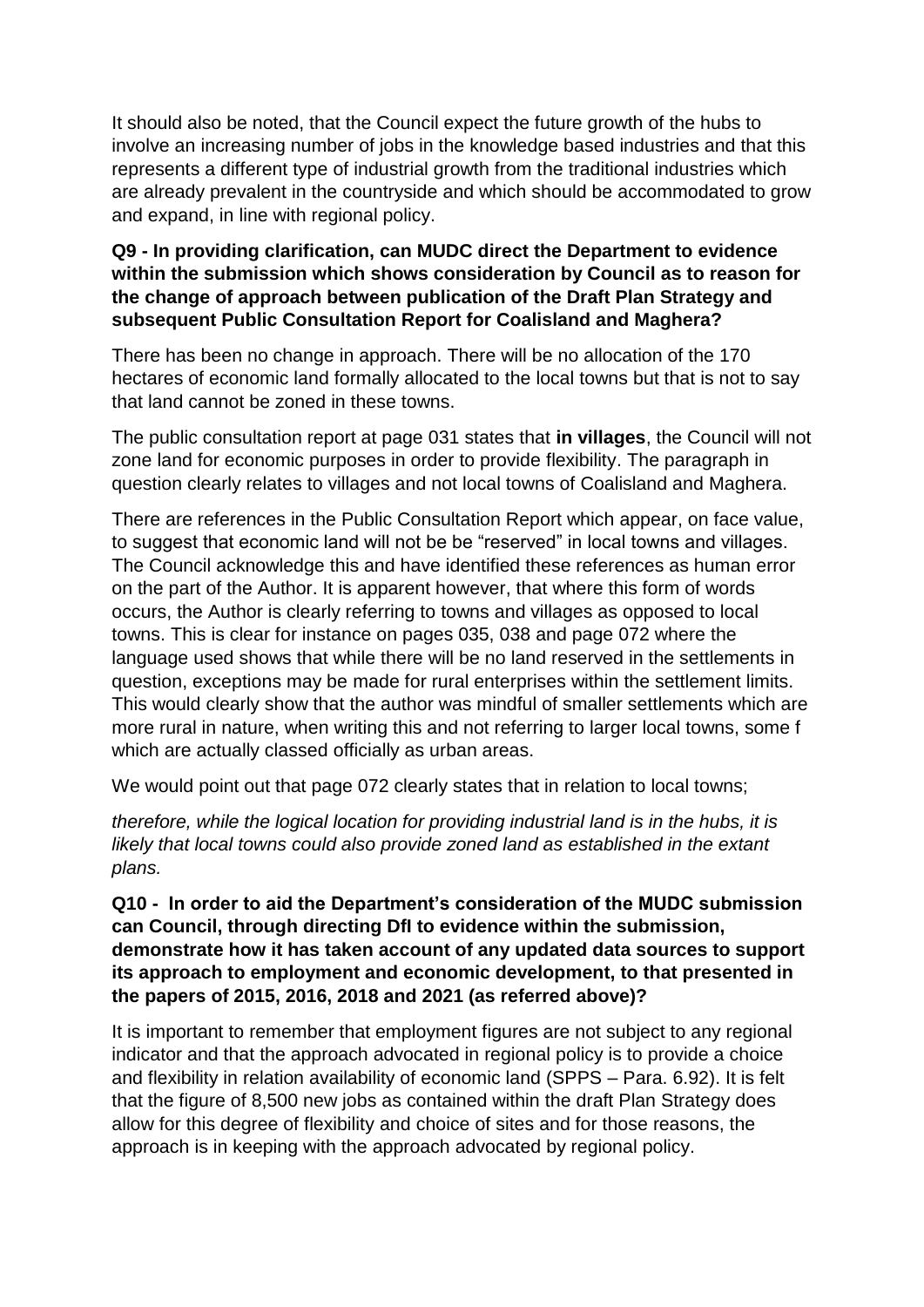It should also be noted, that the Council expect the future growth of the hubs to involve an increasing number of jobs in the knowledge based industries and that this represents a different type of industrial growth from the traditional industries which are already prevalent in the countryside and which should be accommodated to grow and expand, in line with regional policy.

**Q9 - In providing clarification, can MUDC direct the Department to evidence within the submission which shows consideration by Council as to reason for the change of approach between publication of the Draft Plan Strategy and subsequent Public Consultation Report for Coalisland and Maghera?**

There has been no change in approach. There will be no allocation of the 170 hectares of economic land formally allocated to the local towns but that is not to say that land cannot be zoned in these towns.

The public consultation report at page 031 states that **in villages**, the Council will not zone land for economic purposes in order to provide flexibility. The paragraph in question clearly relates to villages and not local towns of Coalisland and Maghera.

There are references in the Public Consultation Report which appear, on face value, to suggest that economic land will not be be "reserved" in local towns and villages. The Council acknowledge this and have identified these references as human error on the part of the Author. It is apparent however, that where this form of words occurs, the Author is clearly referring to towns and villages as opposed to local towns. This is clear for instance on pages 035, 038 and page 072 where the language used shows that while there will be no land reserved in the settlements in question, exceptions may be made for rural enterprises within the settlement limits. This would clearly show that the author was mindful of smaller settlements which are more rural in nature, when writing this and not referring to larger local towns, some f which are actually classed officially as urban areas.

We would point out that page 072 clearly states that in relation to local towns;

*therefore, while the logical location for providing industrial land is in the hubs, it is likely that local towns could also provide zoned land as established in the extant plans.*

**Q10 - In order to aid the Department's consideration of the MUDC submission can Council, through directing DfI to evidence within the submission, demonstrate how it has taken account of any updated data sources to support its approach to employment and economic development, to that presented in the papers of 2015, 2016, 2018 and 2021 (as referred above)?**

It is important to remember that employment figures are not subject to any regional indicator and that the approach advocated in regional policy is to provide a choice and flexibility in relation availability of economic land (SPPS – Para. 6.92). It is felt that the figure of 8,500 new jobs as contained within the draft Plan Strategy does allow for this degree of flexibility and choice of sites and for those reasons, the approach is in keeping with the approach advocated by regional policy.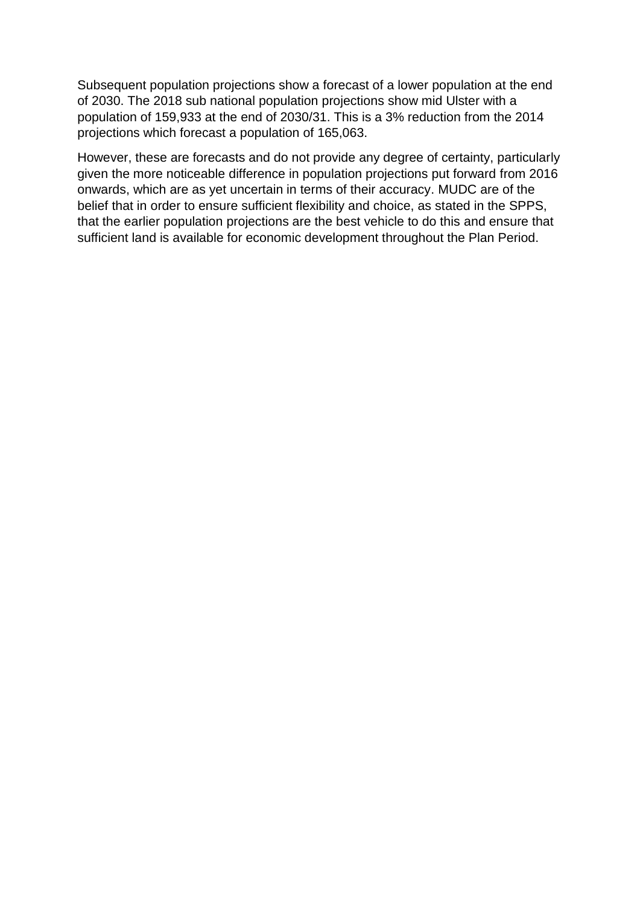Subsequent population projections show a forecast of a lower population at the end of 2030. The 2018 sub national population projections show mid Ulster with a population of 159,933 at the end of 2030/31. This is a 3% reduction from the 2014 projections which forecast a population of 165,063.

However, these are forecasts and do not provide any degree of certainty, particularly given the more noticeable difference in population projections put forward from 2016 onwards, which are as yet uncertain in terms of their accuracy. MUDC are of the belief that in order to ensure sufficient flexibility and choice, as stated in the SPPS, that the earlier population projections are the best vehicle to do this and ensure that sufficient land is available for economic development throughout the Plan Period.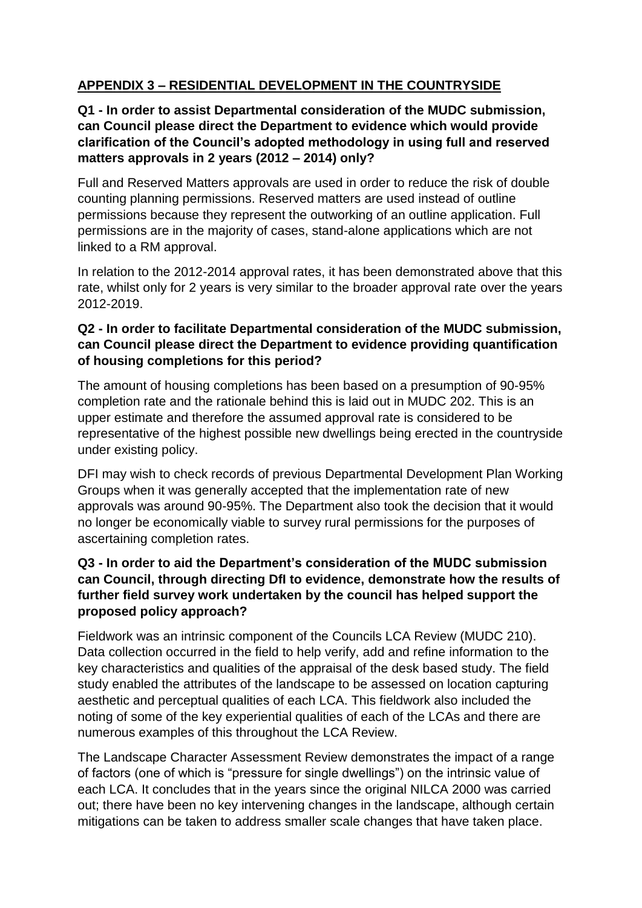## APPENDIX 3 – RESIDENTIAL DEVELOPMENT IN THE COUNTRYSIDE

**Q1 - In order to assist Departmental consideration of the MUDC submission, can Council please direct the Department to evidence which would provide clarification of the Council's adopted methodology in using full and reserved matters approvals in 2 years (2012 – 2014) only?**

Full and Reserved Matters approvals are used in order to reduce the risk of double counting planning permissions. Reserved matters are used instead of outline permissions because they represent the outworking of an outline application. Full permissions are in the majority of cases, stand-alone applications which are not linked to a RM approval.

In relation to the 2012-2014 approval rates, it has been demonstrated above that this rate, whilst only for 2 years is very similar to the broader approval rate over the years 2012-2019.

**Q2 - In order to facilitate Departmental consideration of the MUDC submission, can Council please direct the Department to evidence providing quantification of housing completions for this period?**

The amount of housing completions has been based on a presumption of 90-95% completion rate and the rationale behind this is laid out in MUDC 202. This is an upper estimate and therefore the assumed approval rate is considered to be representative of the highest possible new dwellings being erected in the countryside under existing policy.

DFI may wish to check records of previous Departmental Development Plan Working Groups when it was generally accepted that the implementation rate of new approvals was around 90-95%. The Department also took the decision that it would no longer be economically viable to survey rural permissions for the purposes of ascertaining completion rates.

**Q3 - In order to aid the Department's consideration of the MUDC submission can Council, through directing DfI to evidence, demonstrate how the results of further field survey work undertaken by the council has helped support the proposed policy approach?**

Fieldwork was an intrinsic component of the Councils LCA Review (MUDC 210). Data collection occurred in the field to help verify, add and refine information to the key characteristics and qualities of the appraisal of the desk based study. The field study enabled the attributes of the landscape to be assessed on location capturing aesthetic and perceptual qualities of each LCA. This fieldwork also included the noting of some of the key experiential qualities of each of the LCAs and there are numerous examples of this throughout the LCA Review.

The Landscape Character Assessment Review demonstrates the impact of a range of factors (one of which is "pressure for single dwellings") on the intrinsic value of each LCA. It concludes that in the years since the original NILCA 2000 was carried out; there have been no key intervening changes in the landscape, although certain mitigations can be taken to address smaller scale changes that have taken place.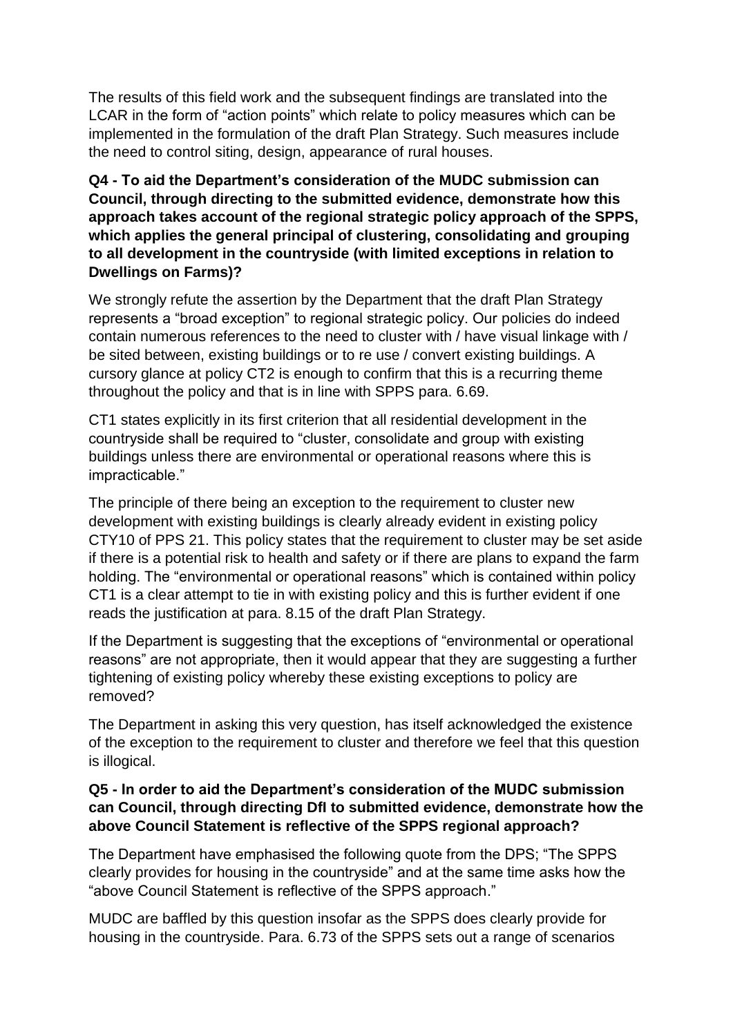The results of this field work and the subsequent findings are translated into the LCAR in the form of "action points" which relate to policy measures which can be implemented in the formulation of the draft Plan Strategy. Such measures include the need to control siting, design, appearance of rural houses.

**Q4 - To aid the Department's consideration of the MUDC submission can Council, through directing to the submitted evidence, demonstrate how this approach takes account of the regional strategic policy approach of the SPPS, which applies the general principal of clustering, consolidating and grouping to all development in the countryside (with limited exceptions in relation to Dwellings on Farms)?**

We strongly refute the assertion by the Department that the draft Plan Strategy represents a "broad exception" to regional strategic policy. Our policies do indeed contain numerous references to the need to cluster with / have visual linkage with / be sited between, existing buildings or to re use / convert existing buildings. A cursory glance at policy CT2 is enough to confirm that this is a recurring theme throughout the policy and that is in line with SPPS para. 6.69.

CT1 states explicitly in its first criterion that all residential development in the countryside shall be required to "cluster, consolidate and group with existing buildings unless there are environmental or operational reasons where this is impracticable."

The principle of there being an exception to the requirement to cluster new development with existing buildings is clearly already evident in existing policy CTY10 of PPS 21. This policy states that the requirement to cluster may be set aside if there is a potential risk to health and safety or if there are plans to expand the farm holding. The "environmental or operational reasons" which is contained within policy CT1 is a clear attempt to tie in with existing policy and this is further evident if one reads the justification at para. 8.15 of the draft Plan Strategy.

If the Department is suggesting that the exceptions of "environmental or operational reasons" are not appropriate, then it would appear that they are suggesting a further tightening of existing policy whereby these existing exceptions to policy are removed?

The Department in asking this very question, has itself acknowledged the existence of the exception to the requirement to cluster and therefore we feel that this question is illogical.

**Q5 - In order to aid the Department's consideration of the MUDC submission can Council, through directing DfI to submitted evidence, demonstrate how the above Council Statement is reflective of the SPPS regional approach?**

The Department have emphasised the following quote from the DPS; "The SPPS clearly provides for housing in the countryside" and at the same time asks how the "above Council Statement is reflective of the SPPS approach."

MUDC are baffled by this question insofar as the SPPS does clearly provide for housing in the countryside. Para. 6.73 of the SPPS sets out a range of scenarios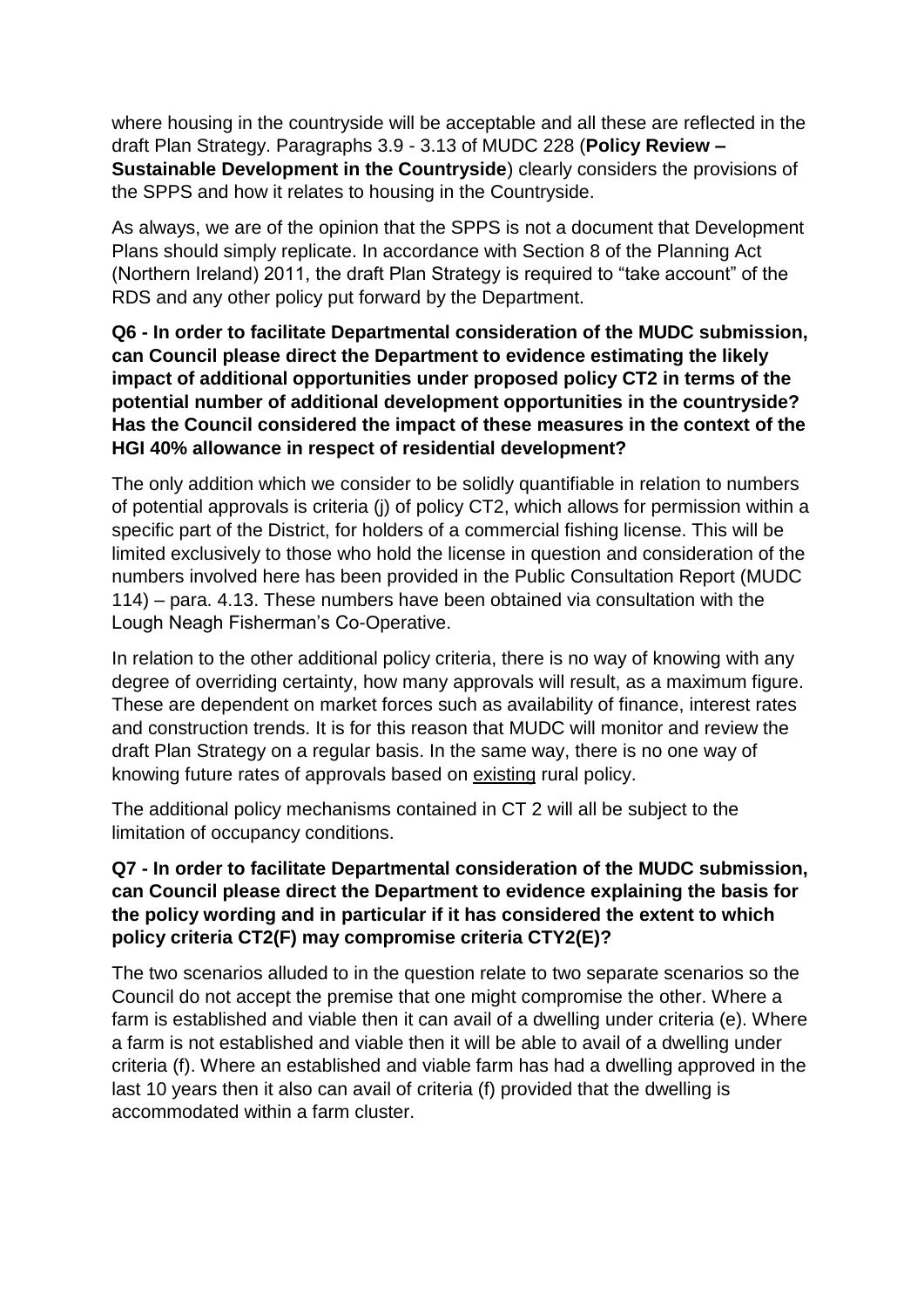where housing in the countryside will be acceptable and all these are reflected in the draft Plan Strategy. Paragraphs 3.9 - 3.13 of MUDC 228 (**Policy Review – Sustainable Development in the Countryside**) clearly considers the provisions of the SPPS and how it relates to housing in the Countryside.

As always, we are of the opinion that the SPPS is not a document that Development Plans should simply replicate. In accordance with Section 8 of the Planning Act (Northern Ireland) 2011, the draft Plan Strategy is required to "take account" of the RDS and any other policy put forward by the Department.

**Q6 - In order to facilitate Departmental consideration of the MUDC submission, can Council please direct the Department to evidence estimating the likely impact of additional opportunities under proposed policy CT2 in terms of the potential number of additional development opportunities in the countryside? Has the Council considered the impact of these measures in the context of the HGI 40% allowance in respect of residential development?**

The only addition which we consider to be solidly quantifiable in relation to numbers of potential approvals is criteria (j) of policy CT2, which allows for permission within a specific part of the District, for holders of a commercial fishing license. This will be limited exclusively to those who hold the license in question and consideration of the numbers involved here has been provided in the Public Consultation Report (MUDC 114) – para. 4.13. These numbers have been obtained via consultation with the Lough Neagh Fisherman's Co-Operative.

In relation to the other additional policy criteria, there is no way of knowing with any degree of overriding certainty, how many approvals will result, as a maximum figure. These are dependent on market forces such as availability of finance, interest rates and construction trends. It is for this reason that MUDC will monitor and review the draft Plan Strategy on a regular basis. In the same way, there is no one way of knowing future rates of approvals based on <u>existing</u> rural policy.

The additional policy mechanisms contained in CT 2 will all be subject to the limitation of occupancy conditions.

**Q7 - In order to facilitate Departmental consideration of the MUDC submission, can Council please direct the Department to evidence explaining the basis for the policy wording and in particular if it has considered the extent to which policy criteria CT2(F) may compromise criteria CTY2(E)?**

The two scenarios alluded to in the question relate to two separate scenarios so the Council do not accept the premise that one might compromise the other. Where a farm is established and viable then it can avail of a dwelling under criteria (e). Where a farm is not established and viable then it will be able to avail of a dwelling under criteria (f). Where an established and viable farm has had a dwelling approved in the last 10 years then it also can avail of criteria (f) provided that the dwelling is accommodated within a farm cluster.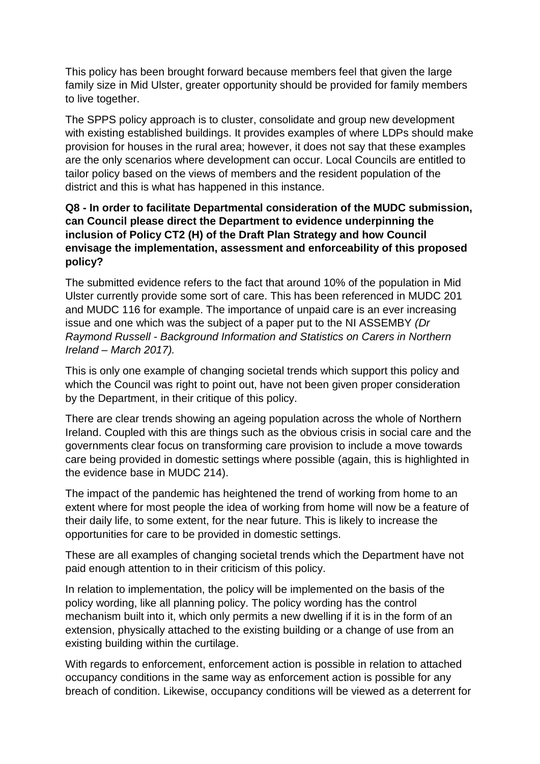This policy has been brought forward because members feel that given the large family size in Mid Ulster, greater opportunity should be provided for family members to live together.

The SPPS policy approach is to cluster, consolidate and group new development with existing established buildings. It provides examples of where LDPs should make provision for houses in the rural area; however, it does not say that these examples are the only scenarios where development can occur. Local Councils are entitled to tailor policy based on the views of members and the resident population of the district and this is what has happened in this instance.

**Q8 - In order to facilitate Departmental consideration of the MUDC submission, can Council please direct the Department to evidence underpinning the inclusion of Policy CT2 (H) of the Draft Plan Strategy and how Council envisage the implementation, assessment and enforceability of this proposed policy?**

The submitted evidence refers to the fact that around 10% of the population in Mid Ulster currently provide some sort of care. This has been referenced in MUDC 201 and MUDC 116 for example. The importance of unpaid care is an ever increasing issue and one which was the subject of a paper put to the NI ASSEMBY *(Dr Raymond Russell - Background Information and Statistics on Carers in Northern Ireland – March 2017).*

This is only one example of changing societal trends which support this policy and which the Council was right to point out, have not been given proper consideration by the Department, in their critique of this policy.

There are clear trends showing an ageing population across the whole of Northern Ireland. Coupled with this are things such as the obvious crisis in social care and the governments clear focus on transforming care provision to include a move towards care being provided in domestic settings where possible (again, this is highlighted in the evidence base in MUDC 214).

The impact of the pandemic has heightened the trend of working from home to an extent where for most people the idea of working from home will now be a feature of their daily life, to some extent, for the near future. This is likely to increase the opportunities for care to be provided in domestic settings.

These are all examples of changing societal trends which the Department have not paid enough attention to in their criticism of this policy.

In relation to implementation, the policy will be implemented on the basis of the policy wording, like all planning policy. The policy wording has the control mechanism built into it, which only permits a new dwelling if it is in the form of an extension, physically attached to the existing building or a change of use from an existing building within the curtilage.

With regards to enforcement, enforcement action is possible in relation to attached occupancy conditions in the same way as enforcement action is possible for any breach of condition. Likewise, occupancy conditions will be viewed as a deterrent for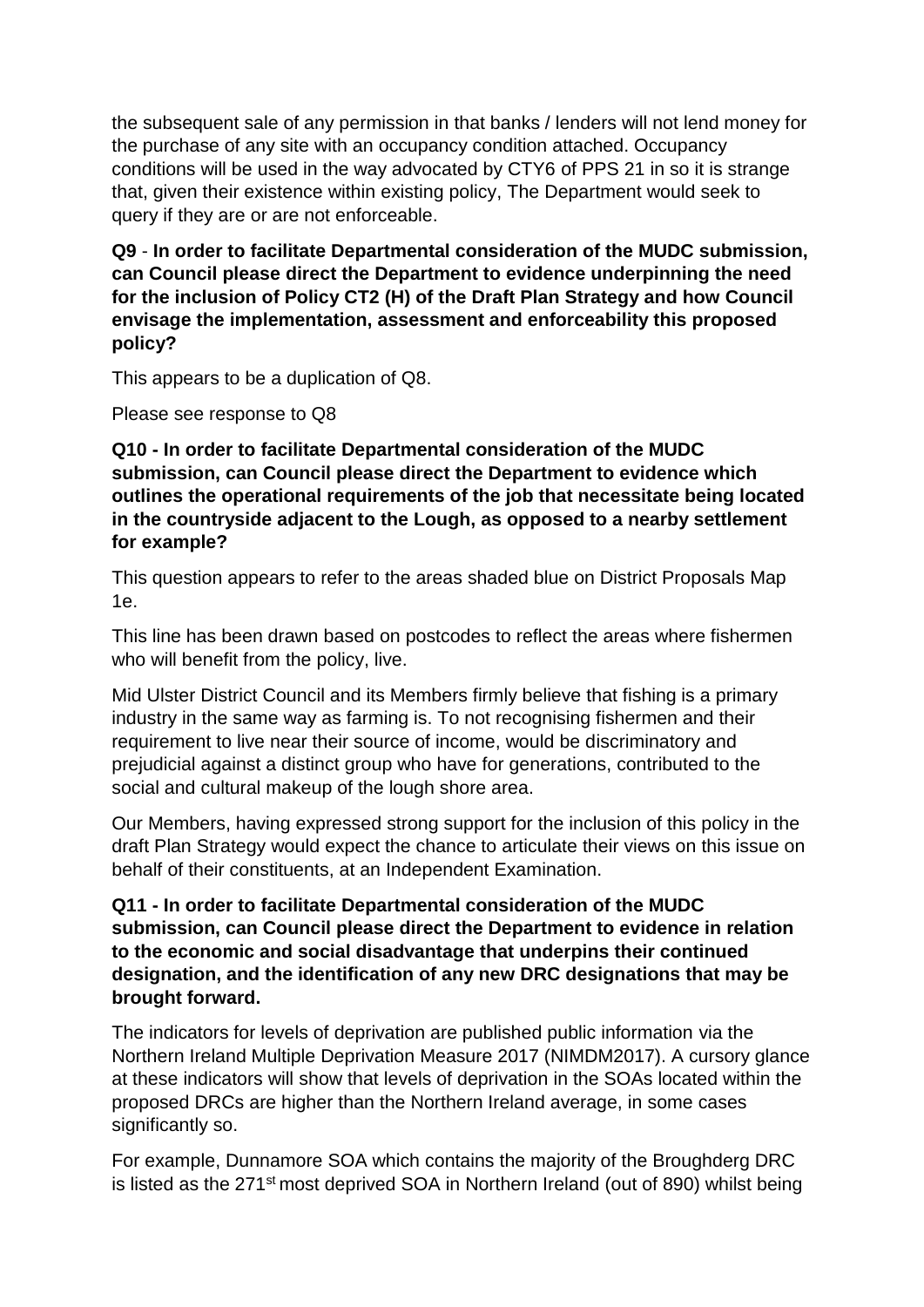the subsequent sale of any permission in that banks / lenders will not lend money for the purchase of any site with an occupancy condition attached. Occupancy conditions will be used in the way advocated by CTY6 of PPS 21 in so it is strange that, given their existence within existing policy, The Department would seek to query if they are or are not enforceable.

**Q9** - **In order to facilitate Departmental consideration of the MUDC submission, can Council please direct the Department to evidence underpinning the need for the inclusion of Policy CT2 (H) of the Draft Plan Strategy and how Council envisage the implementation, assessment and enforceability this proposed policy?**

This appears to be a duplication of Q8.

Please see response to Q8

**Q10 - In order to facilitate Departmental consideration of the MUDC submission, can Council please direct the Department to evidence which outlines the operational requirements of the job that necessitate being located in the countryside adjacent to the Lough, as opposed to a nearby settlement for example?**

This question appears to refer to the areas shaded blue on District Proposals Map 1e.

This line has been drawn based on postcodes to reflect the areas where fishermen who will benefit from the policy, live.

Mid Ulster District Council and its Members firmly believe that fishing is a primary industry in the same way as farming is. To not recognising fishermen and their requirement to live near their source of income, would be discriminatory and prejudicial against a distinct group who have for generations, contributed to the social and cultural makeup of the lough shore area.

Our Members, having expressed strong support for the inclusion of this policy in the draft Plan Strategy would expect the chance to articulate their views on this issue on behalf of their constituents, at an Independent Examination.

**Q11 - In order to facilitate Departmental consideration of the MUDC submission, can Council please direct the Department to evidence in relation to the economic and social disadvantage that underpins their continued designation, and the identification of any new DRC designations that may be brought forward.**

The indicators for levels of deprivation are published public information via the Northern Ireland Multiple Deprivation Measure 2017 (NIMDM2017). A cursory glance at these indicators will show that levels of deprivation in the SOAs located within the proposed DRCs are higher than the Northern Ireland average, in some cases significantly so.

For example, Dunnamore SOA which contains the majority of the Broughderg DRC is listed as the 271st most deprived SOA in Northern Ireland (out of 890) whilst being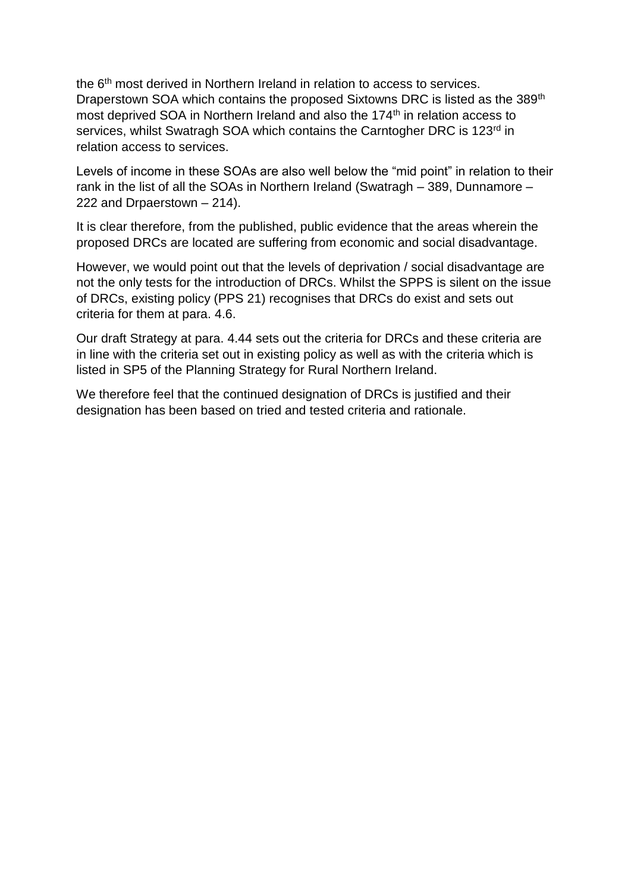the 6th most derived in Northern Ireland in relation to access to services. Draperstown SOA which contains the proposed Sixtowns DRC is listed as the 389th most deprived SOA in Northern Ireland and also the 174th in relation access to services, whilst Swatragh SOA which contains the Carntogher DRC is 123rd in relation access to services.

Levels of income in these SOAs are also well below the "mid point" in relation to their rank in the list of all the SOAs in Northern Ireland (Swatragh – 389, Dunnamore – 222 and Drpaerstown – 214).

It is clear therefore, from the published, public evidence that the areas wherein the proposed DRCs are located are suffering from economic and social disadvantage.

However, we would point out that the levels of deprivation / social disadvantage are not the only tests for the introduction of DRCs. Whilst the SPPS is silent on the issue of DRCs, existing policy (PPS 21) recognises that DRCs do exist and sets out criteria for them at para. 4.6.

Our draft Strategy at para. 4.44 sets out the criteria for DRCs and these criteria are in line with the criteria set out in existing policy as well as with the criteria which is listed in SP5 of the Planning Strategy for Rural Northern Ireland.

We therefore feel that the continued designation of DRCs is justified and their designation has been based on tried and tested criteria and rationale.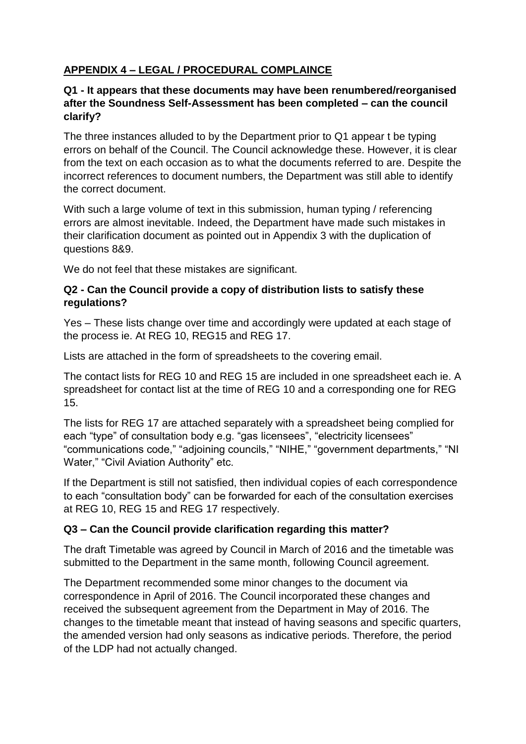## APPENDIX 4 – LEGAL / PROCEDURAL COMPLAINCE

### Q1 - It appears that these documents may have been renumbered/reorganised after the Soundness Self-Assessment has been completed – can the council clarify?

The three instances alluded to by the Department prior to Q1 appear t be typing errors on behalf of the Council. The Council acknowledge these. However, it is clear from the text on each occasion as to what the documents referred to are. Despite the incorrect references to document numbers, the Department was still able to identify the correct document.

With such a large volume of text in this submission, human typing / referencing errors are almost inevitable. Indeed, the Department have made such mistakes in their clarification document as pointed out in Appendix 3 with the duplication of questions 8&9.

We do not feel that these mistakes are significant.

### Q2 - Can the Council provide a copy of distribution lists to satisfy these regulations?

Yes – These lists change over time and accordingly were updated at each stage of the process ie. At REG 10, REG15 and REG 17.

Lists are attached in the form of spreadsheets to the covering email.

The contact lists for REG 10 and REG 15 are included in one spreadsheet each ie. A spreadsheet for contact list at the time of REG 10 and a corresponding one for REG 15.

The lists for REG 17 are attached separately with a spreadsheet being complied for each "type" of consultation body e.g. "gas licensees", "electricity licensees" "communications code," "adjoining councils," "NIHE," "government departments," "NI Water," "Civil Aviation Authority" etc.

If the Department is still not satisfied, then individual copies of each correspondence to each "consultation body" can be forwarded for each of the consultation exercises at REG 10, REG 15 and REG 17 respectively.

### Q3 – Can the Council provide clarification regarding this matter?

The draft Timetable was agreed by Council in March of 2016 and the timetable was submitted to the Department in the same month, following Council agreement.

The Department recommended some minor changes to the document via correspondence in April of 2016. The Council incorporated these changes and received the subsequent agreement from the Department in May of 2016. The changes to the timetable meant that instead of having seasons and specific quarters, the amended version had only seasons as indicative periods. Therefore, the period of the LDP had not actually changed.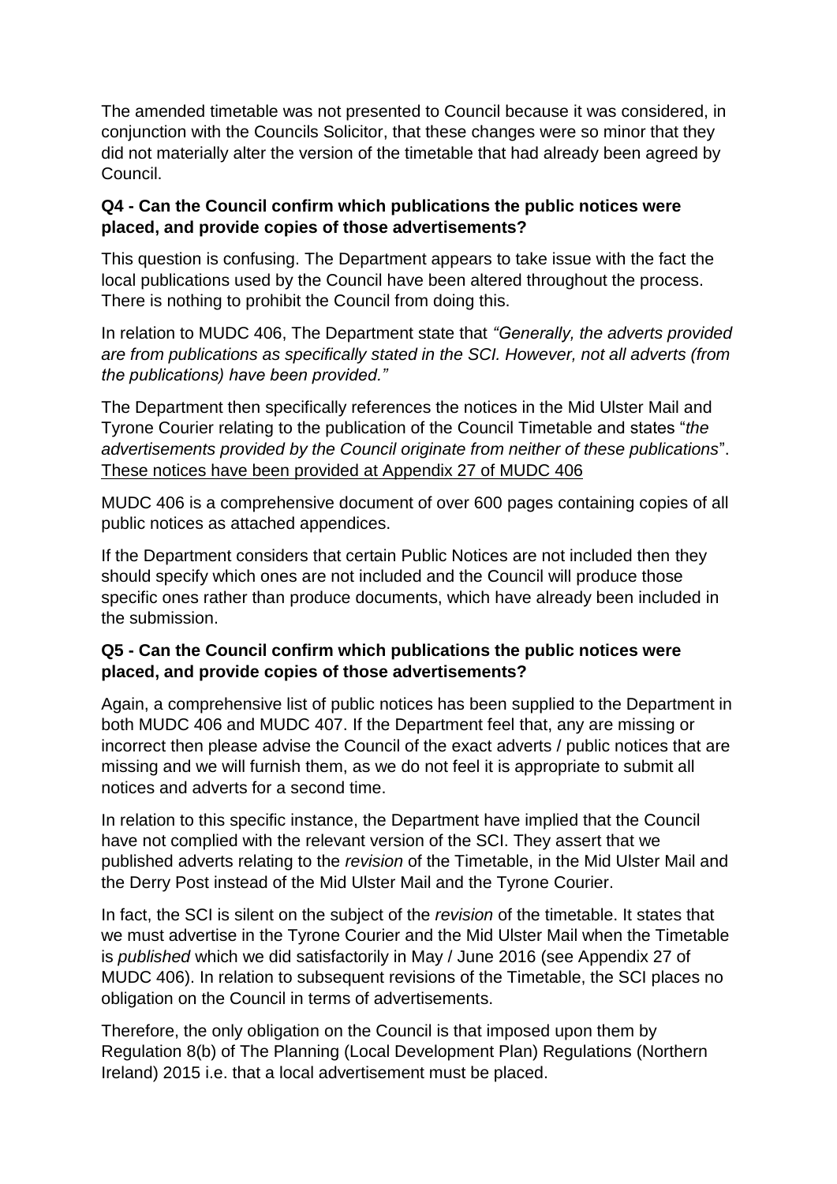The amended timetable was not presented to Council because it was considered, in conjunction with the Councils Solicitor, that these changes were so minor that they did not materially alter the version of the timetable that had already been agreed by Council.

**Q4 - Can the Council confirm which publications the public notices were placed, and provide copies of those advertisements?**

This question is confusing. The Department appears to take issue with the fact the local publications used by the Council have been altered throughout the process. There is nothing to prohibit the Council from doing this.

In relation to MUDC 406, The Department state that *"Generally, the adverts provided are from publications as specifically stated in the SCI. However, not all adverts (from the publications) have been provided."*

The Department then specifically references the notices in the Mid Ulster Mail and Tyrone Courier relating to the publication of the Council Timetable and states "*the advertisements provided by the Council originate from neither of these publications*". <u>These notices have been provided at Appendix 27 of MUDC 406</u>

MUDC 406 is a comprehensive document of over 600 pages containing copies of all public notices as attached appendices.

If the Department considers that certain Public Notices are not included then they should specify which ones are not included and the Council will produce those specific ones rather than produce documents, which have already been included in the submission.

**Q5 - Can the Council confirm which publications the public notices were placed, and provide copies of those advertisements?**

Again, a comprehensive list of public notices has been supplied to the Department in both MUDC 406 and MUDC 407. If the Department feel that, any are missing or incorrect then please advise the Council of the exact adverts / public notices that are missing and we will furnish them, as we do not feel it is appropriate to submit all notices and adverts for a second time.

In relation to this specific instance, the Department have implied that the Council have not complied with the relevant version of the SCI. They assert that we published adverts relating to the *revision* of the Timetable, in the Mid Ulster Mail and the Derry Post instead of the Mid Ulster Mail and the Tyrone Courier.

In fact, the SCI is silent on the subject of the *revision* of the timetable. It states that we must advertise in the Tyrone Courier and the Mid Ulster Mail when the Timetable is *published* which we did satisfactorily in May / June 2016 (see Appendix 27 of MUDC 406). In relation to subsequent revisions of the Timetable, the SCI places no obligation on the Council in terms of advertisements.

Therefore, the only obligation on the Council is that imposed upon them by Regulation 8(b) of The Planning (Local Development Plan) Regulations (Northern Ireland) 2015 i.e. that a local advertisement must be placed.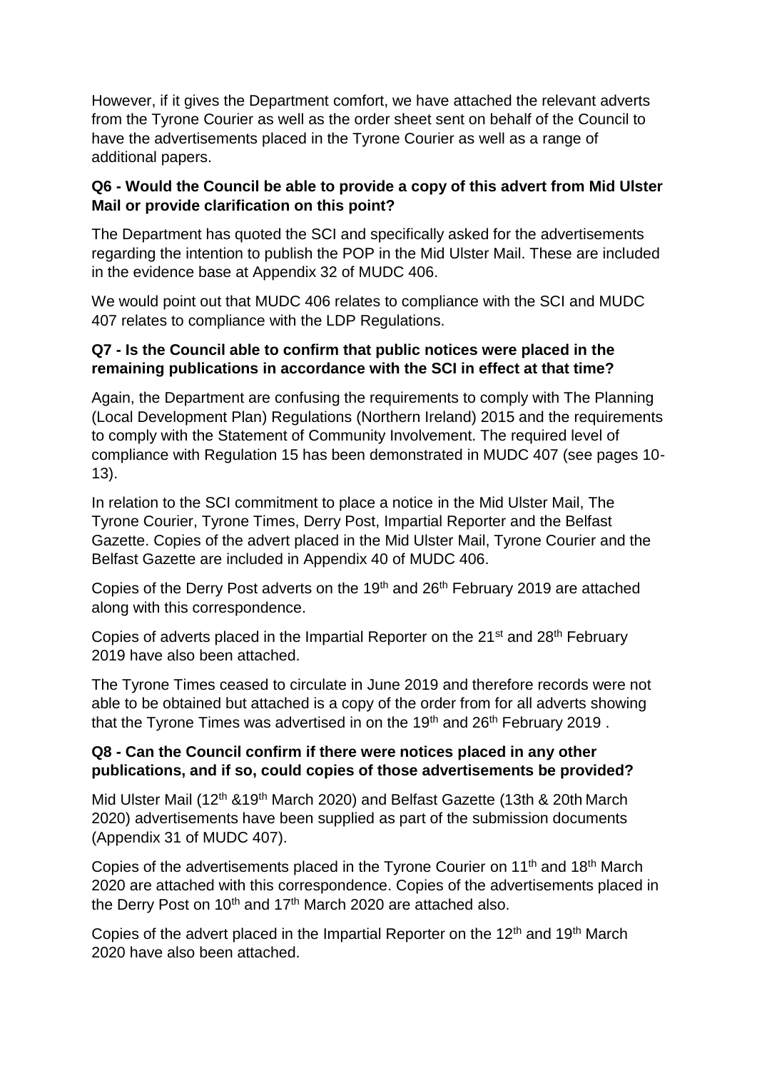However, if it gives the Department comfort, we have attached the relevant adverts from the Tyrone Courier as well as the order sheet sent on behalf of the Council to have the advertisements placed in the Tyrone Courier as well as a range of additional papers.

**Q6 - Would the Council be able to provide a copy of this advert from Mid Ulster Mail or provide clarification on this point?**

The Department has quoted the SCI and specifically asked for the advertisements regarding the intention to publish the POP in the Mid Ulster Mail. These are included in the evidence base at Appendix 32 of MUDC 406.

We would point out that MUDC 406 relates to compliance with the SCI and MUDC 407 relates to compliance with the LDP Regulations.

**Q7 - Is the Council able to confirm that public notices were placed in the remaining publications in accordance with the SCI in effect at that time?**

Again, the Department are confusing the requirements to comply with The Planning (Local Development Plan) Regulations (Northern Ireland) 2015 and the requirements to comply with the Statement of Community Involvement. The required level of compliance with Regulation 15 has been demonstrated in MUDC 407 (see pages 10-13).

In relation to the SCI commitment to place a notice in the Mid Ulster Mail, The Tyrone Courier, Tyrone Times, Derry Post, Impartial Reporter and the Belfast Gazette. Copies of the advert placed in the Mid Ulster Mail, Tyrone Courier and the Belfast Gazette are included in Appendix 40 of MUDC 406.

Copies of the Derry Post adverts on the 19th and 26th February 2019 are attached along with this correspondence.

Copies of adverts placed in the Impartial Reporter on the 21st and 28th February 2019 have also been attached.

The Tyrone Times ceased to circulate in June 2019 and therefore records were not able to be obtained but attached is a copy of the order from for all adverts showing that the Tyrone Times was advertised in on the 19th and 26th February 2019 .

**Q8 - Can the Council confirm if there were notices placed in any other publications, and if so, could copies of those advertisements be provided?**

Mid Ulster Mail (12th &19th March 2020) and Belfast Gazette (13th & 20th March 2020) advertisements have been supplied as part of the submission documents (Appendix 31 of MUDC 407).

Copies of the advertisements placed in the Tyrone Courier on 11th and 18th March 2020 are attached with this correspondence. Copies of the advertisements placed in the Derry Post on 10th and 17th March 2020 are attached also.

Copies of the advert placed in the Impartial Reporter on the 12th and 19th March 2020 have also been attached.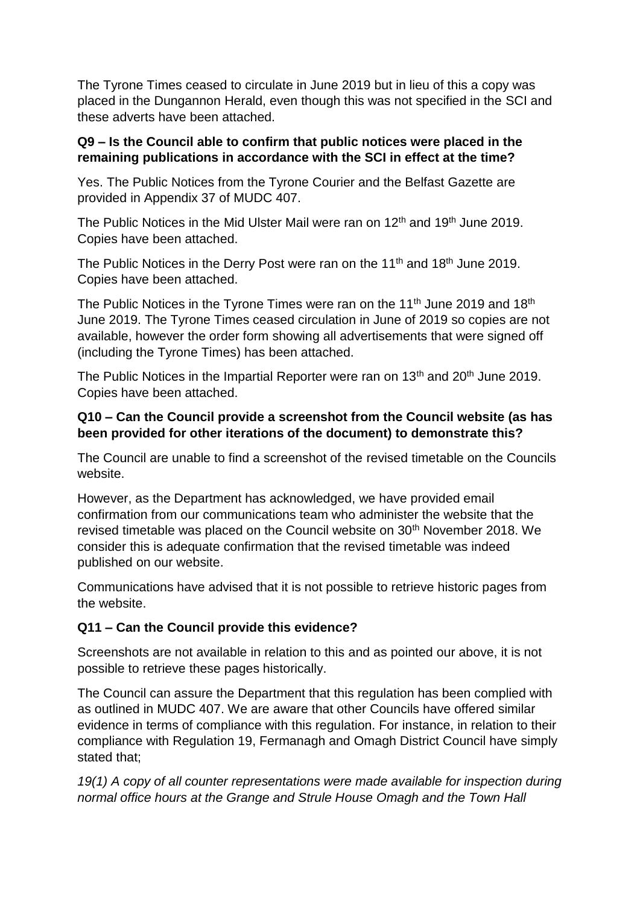The Tyrone Times ceased to circulate in June 2019 but in lieu of this a copy was placed in the Dungannon Herald, even though this was not specified in the SCI and these adverts have been attached.

**Q9 – Is the Council able to confirm that public notices were placed in the remaining publications in accordance with the SCI in effect at the time?**

Yes. The Public Notices from the Tyrone Courier and the Belfast Gazette are provided in Appendix 37 of MUDC 407.

The Public Notices in the Mid Ulster Mail were ran on 12th and 19th June 2019. Copies have been attached.

The Public Notices in the Derry Post were ran on the 11th and 18th June 2019. Copies have been attached.

The Public Notices in the Tyrone Times were ran on the 11th June 2019 and 18th June 2019. The Tyrone Times ceased circulation in June of 2019 so copies are not available, however the order form showing all advertisements that were signed off (including the Tyrone Times) has been attached.

The Public Notices in the Impartial Reporter were ran on 13th and 20th June 2019. Copies have been attached.

**Q10 – Can the Council provide a screenshot from the Council website (as has been provided for other iterations of the document) to demonstrate this?**

The Council are unable to find a screenshot of the revised timetable on the Councils website.

However, as the Department has acknowledged, we have provided email confirmation from our communications team who administer the website that the revised timetable was placed on the Council website on 30th November 2018. We consider this is adequate confirmation that the revised timetable was indeed published on our website.

Communications have advised that it is not possible to retrieve historic pages from the website.

**Q11 – Can the Council provide this evidence?**

Screenshots are not available in relation to this and as pointed our above, it is not possible to retrieve these pages historically.

The Council can assure the Department that this regulation has been complied with as outlined in MUDC 407. We are aware that other Councils have offered similar evidence in terms of compliance with this regulation. For instance, in relation to their compliance with Regulation 19, Fermanagh and Omagh District Council have simply stated that;

*19(1) A copy of all counter representations were made available for inspection during normal office hours at the Grange and Strule House Omagh and the Town Hall*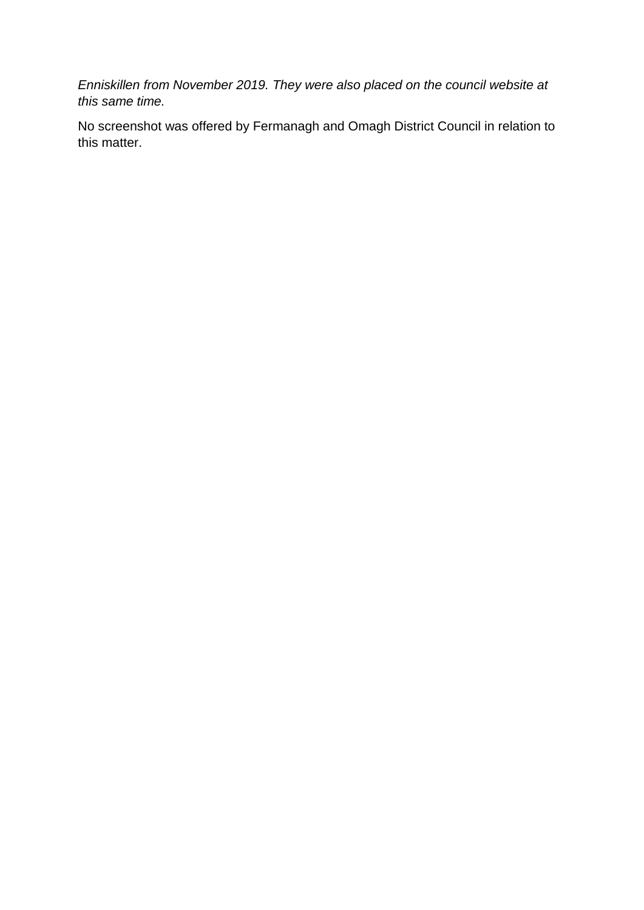*Enniskillen from November 2019. They were also placed on the council website at this same time.*

No screenshot was offered by Fermanagh and Omagh District Council in relation to this matter.